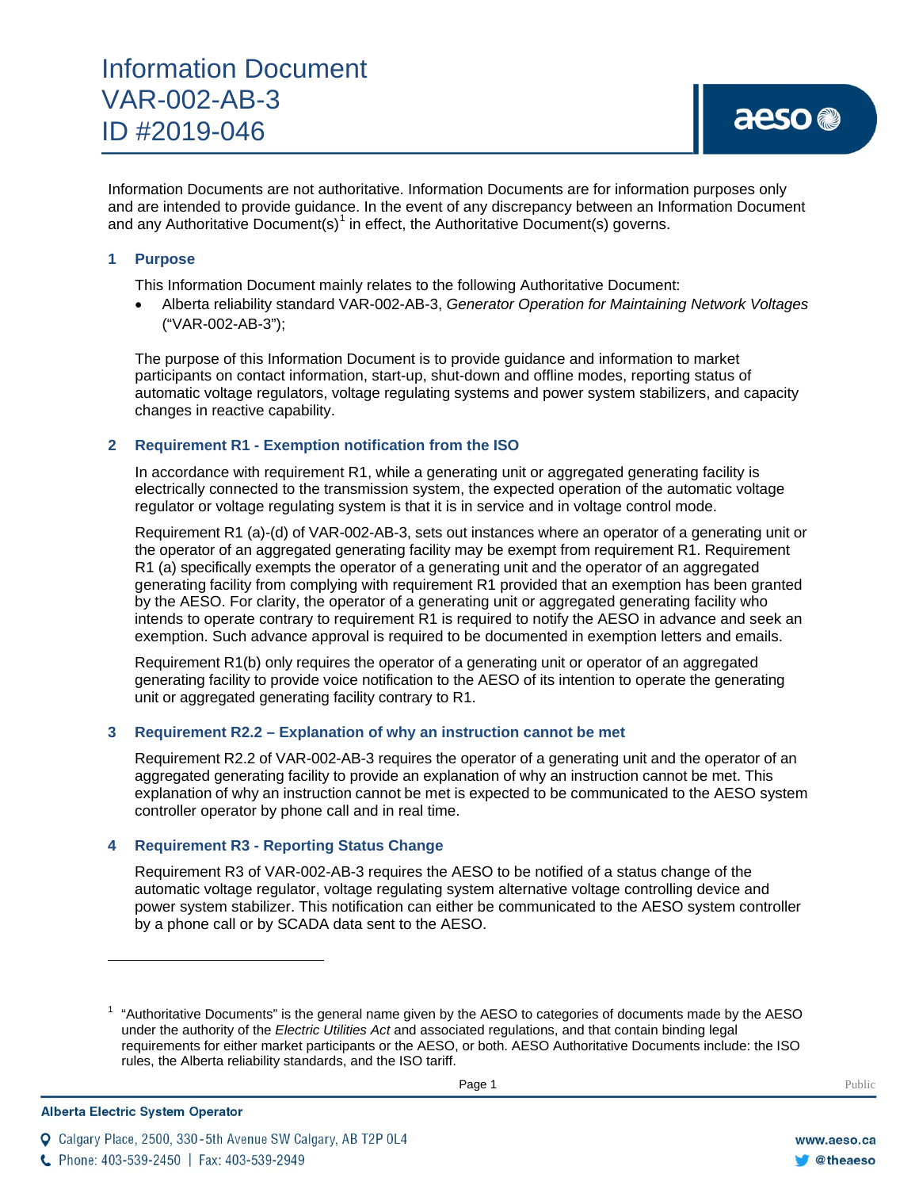# Information Document
# VAR-002-AB-3
# ID #2019-046

Information Documents are not authoritative. Information Documents are for information purposes only and are intended to provide guidance. In the event of any discrepancy between an Information Document and any Authoritative Document(s)[1] in effect, the Authoritative Document(s) governs.

## 1 Purpose

This Information Document mainly relates to the following Authoritative Document:

- Alberta reliability standard VAR-002-AB-3, *Generator Operation for Maintaining Network Voltages* ("VAR-002-AB-3");

The purpose of this Information Document is to provide guidance and information to market participants on contact information, start-up, shut-down and offline modes, reporting status of automatic voltage regulators, voltage regulating systems and power system stabilizers, and capacity changes in reactive capability.

## 2 Requirement R1 - Exemption notification from the ISO

In accordance with requirement R1, while a generating unit or aggregated generating facility is electrically connected to the transmission system, the expected operation of the automatic voltage regulator or voltage regulating system is that it is in service and in voltage control mode.

Requirement R1 (a)-(d) of VAR-002-AB-3, sets out instances where an operator of a generating unit or the operator of an aggregated generating facility may be exempt from requirement R1. Requirement R1 (a) specifically exempts the operator of a generating unit and the operator of an aggregated generating facility from complying with requirement R1 provided that an exemption has been granted by the AESO. For clarity, the operator of a generating unit or aggregated generating facility who intends to operate contrary to requirement R1 is required to notify the AESO in advance and seek an exemption. Such advance approval is required to be documented in exemption letters and emails.

Requirement R1(b) only requires the operator of a generating unit or operator of an aggregated generating facility to provide voice notification to the AESO of its intention to operate the generating unit or aggregated generating facility contrary to R1.

## 3 Requirement R2.2 – Explanation of why an instruction cannot be met

Requirement R2.2 of VAR-002-AB-3 requires the operator of a generating unit and the operator of an aggregated generating facility to provide an explanation of why an instruction cannot be met. This explanation of why an instruction cannot be met is expected to be communicated to the AESO system controller operator by phone call and in real time.

## 4 Requirement R3 - Reporting Status Change

Requirement R3 of VAR-002-AB-3 requires the AESO to be notified of a status change of the automatic voltage regulator, voltage regulating system alternative voltage controlling device and power system stabilizer. This notification can either be communicated to the AESO system controller by a phone call or by SCADA data sent to the AESO.

---

[1] "Authoritative Documents" is the general name given by the AESO to categories of documents made by the AESO under the authority of the *Electric Utilities Act* and associated regulations, and that contain binding legal requirements for either market participants or the AESO, or both. AESO Authoritative Documents include: the ISO rules, the Alberta reliability standards, and the ISO tariff.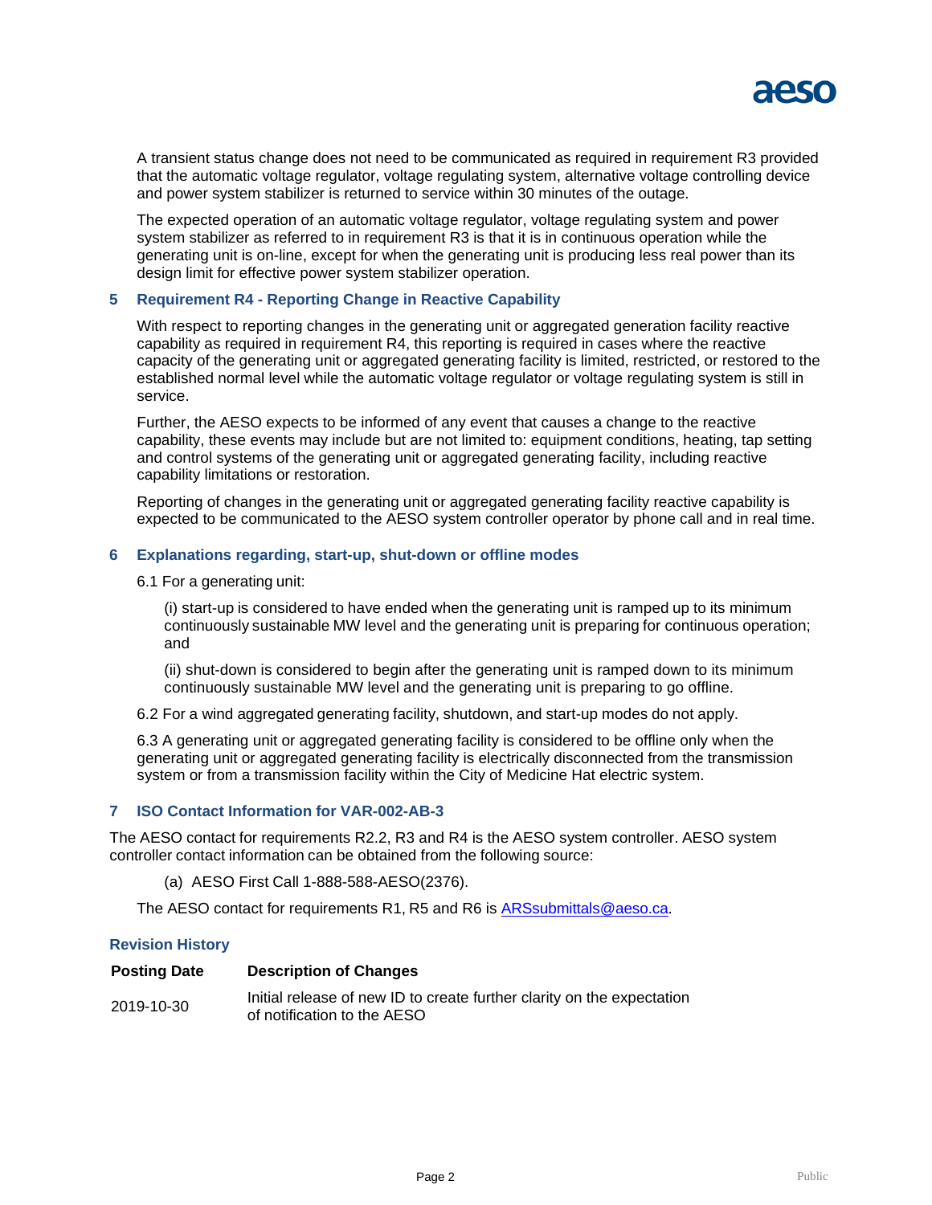A transient status change does not need to be communicated as required in requirement R3 provided that the automatic voltage regulator, voltage regulating system, alternative voltage controlling device and power system stabilizer is returned to service within 30 minutes of the outage.

The expected operation of an automatic voltage regulator, voltage regulating system and power system stabilizer as referred to in requirement R3 is that it is in continuous operation while the generating unit is on-line, except for when the generating unit is producing less real power than its design limit for effective power system stabilizer operation.

## 5 Requirement R4 - Reporting Change in Reactive Capability

With respect to reporting changes in the generating unit or aggregated generation facility reactive capability as required in requirement R4, this reporting is required in cases where the reactive capacity of the generating unit or aggregated generating facility is limited, restricted, or restored to the established normal level while the automatic voltage regulator or voltage regulating system is still in service.

Further, the AESO expects to be informed of any event that causes a change to the reactive capability, these events may include but are not limited to: equipment conditions, heating, tap setting and control systems of the generating unit or aggregated generating facility, including reactive capability limitations or restoration.

Reporting of changes in the generating unit or aggregated generating facility reactive capability is expected to be communicated to the AESO system controller operator by phone call and in real time.

## 6 Explanations regarding, start-up, shut-down or offline modes

6.1 For a generating unit:

(i) start-up is considered to have ended when the generating unit is ramped up to its minimum continuously sustainable MW level and the generating unit is preparing for continuous operation; and

(ii) shut-down is considered to begin after the generating unit is ramped down to its minimum continuously sustainable MW level and the generating unit is preparing to go offline.

6.2 For a wind aggregated generating facility, shutdown, and start-up modes do not apply.

6.3 A generating unit or aggregated generating facility is considered to be offline only when the generating unit or aggregated generating facility is electrically disconnected from the transmission system or from a transmission facility within the City of Medicine Hat electric system.

## 7 ISO Contact Information for VAR-002-AB-3

The AESO contact for requirements R2.2, R3 and R4 is the AESO system controller. AESO system controller contact information can be obtained from the following source:

(a) AESO First Call 1-888-588-AESO(2376).

The AESO contact for requirements R1, R5 and R6 is ARSsubmittals@aeso.ca.

### Revision History

| Posting Date | Description of Changes |
|---|---|
| 2019-10-30 | Initial release of new ID to create further clarity on the expectation of notification to the AESO |